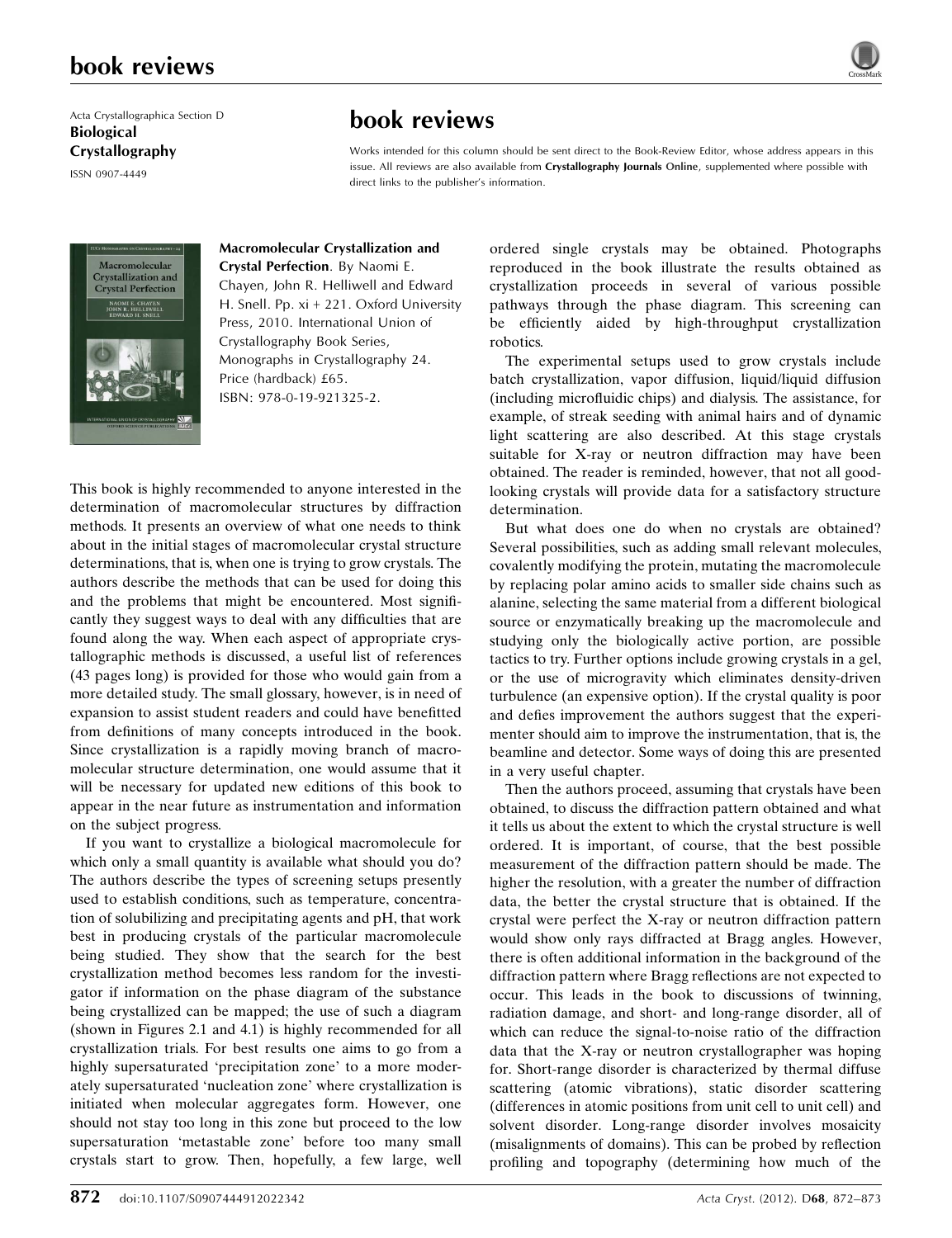# book reviews

Works intended for this column should be sent direct to the Book-Review Editor, whose address appears in this issue. All reviews are also available from **Crystallography Journals Online**, supplemented where possible with direct links to the publisher's information.

**Macromolecular Crystallization and Crystal Perfection**. By Naomi E. Chayen, John R. Helliwell and Edward H. Snell. Pp. xi + 221. Oxford University Press, 2010. International Union of Crystallography Book Series, Monographs in Crystallography 24. Price (hardback) £65. ISBN: 978-0-19-921325-2.

This book is highly recommended to anyone interested in the determination of macromolecular structures by diffraction methods. It presents an overview of what one needs to think about in the initial stages of macromolecular crystal structure determinations, that is, when one is trying to grow crystals. The authors describe the methods that can be used for doing this and the problems that might be encountered. Most significantly they suggest ways to deal with any difficulties that are found along the way. When each aspect of appropriate crystallographic methods is discussed, a useful list of references (43 pages long) is provided for those who would gain from a more detailed study. The small glossary, however, is in need of expansion to assist student readers and could have benefitted from definitions of many concepts introduced in the book. Since crystallization is a rapidly moving branch of macromolecular structure determination, one would assume that it will be necessary for updated new editions of this book to appear in the near future as instrumentation and information on the subject progress.

If you want to crystallize a biological macromolecule for which only a small quantity is available what should you do? The authors describe the types of screening setups presently used to establish conditions, such as temperature, concentration of solubilizing and precipitating agents and pH, that work best in producing crystals of the particular macromolecule being studied. They show that the search for the best crystallization method becomes less random for the investigator if information on the phase diagram of the substance being crystallized can be mapped; the use of such a diagram (shown in Figures 2.1 and 4.1) is highly recommended for all crystallization trials. For best results one aims to go from a highly supersaturated 'precipitation zone' to a more moderately supersaturated 'nucleation zone' where crystallization is initiated when molecular aggregates form. However, one should not stay too long in this zone but proceed to the low supersaturation 'metastable zone' before too many small crystals start to grow. Then, hopefully, a few large, well ordered single crystals may be obtained. Photographs reproduced in the book illustrate the results obtained as crystallization proceeds in several of various possible pathways through the phase diagram. This screening can be efficiently aided by high-throughput crystallization robotics.

The experimental setups used to grow crystals include batch crystallization, vapor diffusion, liquid/liquid diffusion (including microfluidic chips) and dialysis. The assistance, for example, of streak seeding with animal hairs and of dynamic light scattering are also described. At this stage crystals suitable for X-ray or neutron diffraction may have been obtained. The reader is reminded, however, that not all good-looking crystals will provide data for a satisfactory structure determination.

But what does one do when no crystals are obtained? Several possibilities, such as adding small relevant molecules, covalently modifying the protein, mutating the macromolecule by replacing polar amino acids to smaller side chains such as alanine, selecting the same material from a different biological source or enzymatically breaking up the macromolecule and studying only the biologically active portion, are possible tactics to try. Further options include growing crystals in a gel, or the use of microgravity which eliminates density-driven turbulence (an expensive option). If the crystal quality is poor and defies improvement the authors suggest that the experimenter should aim to improve the instrumentation, that is, the beamline and detector. Some ways of doing this are presented in a very useful chapter.

Then the authors proceed, assuming that crystals have been obtained, to discuss the diffraction pattern obtained and what it tells us about the extent to which the crystal structure is well ordered. It is important, of course, that the best possible measurement of the diffraction pattern should be made. The higher the resolution, with a greater the number of diffraction data, the better the crystal structure that is obtained. If the crystal were perfect the X-ray or neutron diffraction pattern would show only rays diffracted at Bragg angles. However, there is often additional information in the background of the diffraction pattern where Bragg reflections are not expected to occur. This leads in the book to discussions of twinning, radiation damage, and short- and long-range disorder, all of which can reduce the signal-to-noise ratio of the diffraction data that the X-ray or neutron crystallographer was hoping for. Short-range disorder is characterized by thermal diffuse scattering (atomic vibrations), static disorder scattering (differences in atomic positions from unit cell to unit cell) and solvent disorder. Long-range disorder involves mosaicity (misalignments of domains). This can be probed by reflection profiling and topography (determining how much of the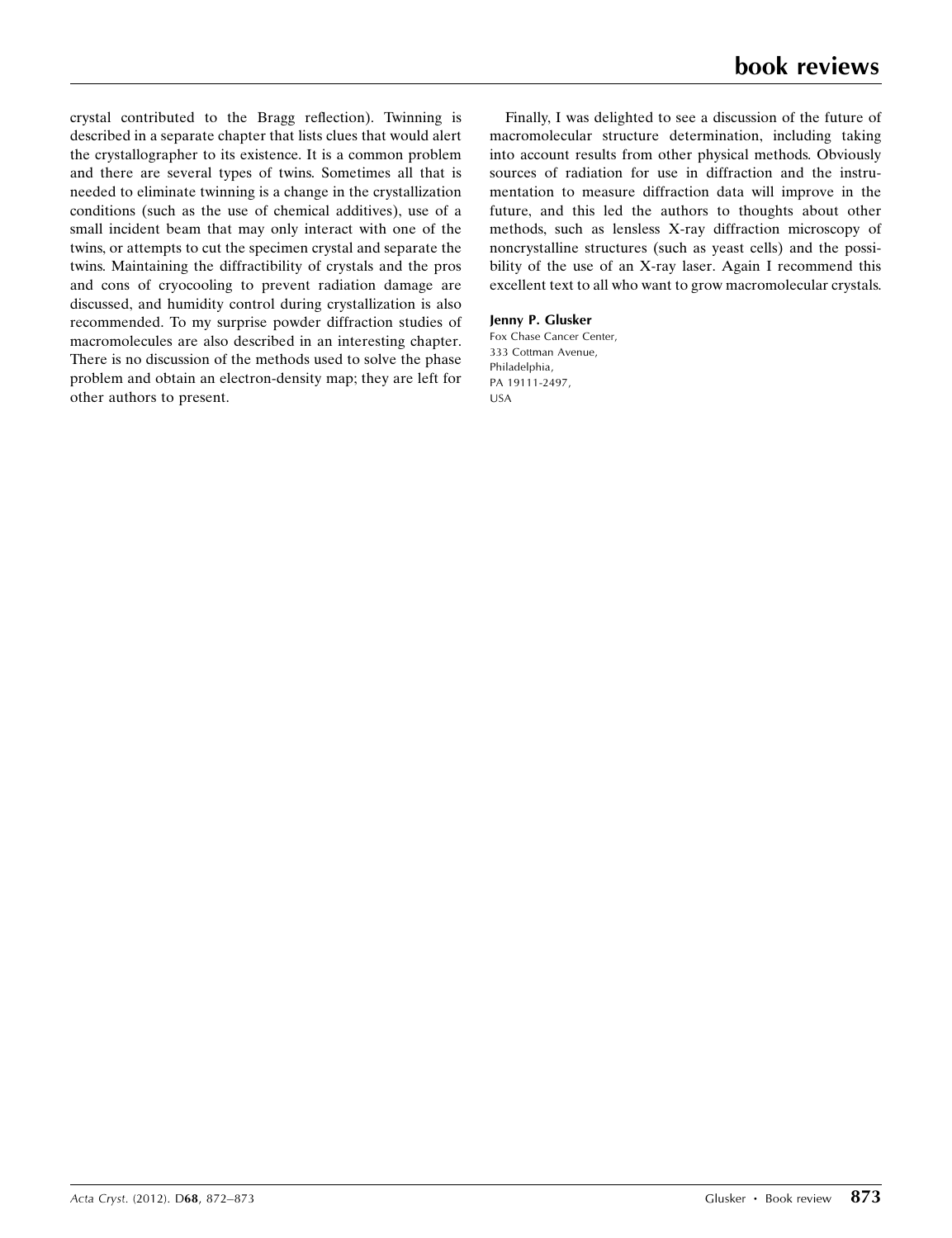crystal contributed to the Bragg reflection). Twinning is described in a separate chapter that lists clues that would alert the crystallographer to its existence. It is a common problem and there are several types of twins. Sometimes all that is needed to eliminate twinning is a change in the crystallization conditions (such as the use of chemical additives), use of a small incident beam that may only interact with one of the twins, or attempts to cut the specimen crystal and separate the twins. Maintaining the diffractibility of crystals and the pros and cons of cryocooling to prevent radiation damage are discussed, and humidity control during crystallization is also recommended. To my surprise powder diffraction studies of macromolecules are also described in an interesting chapter. There is no discussion of the methods used to solve the phase problem and obtain an electron-density map; they are left for other authors to present.

Finally, I was delighted to see a discussion of the future of macromolecular structure determination, including taking into account results from other physical methods. Obviously sources of radiation for use in diffraction and the instrumentation to measure diffraction data will improve in the future, and this led the authors to thoughts about other methods, such as lensless X-ray diffraction microscopy of noncrystalline structures (such as yeast cells) and the possibility of the use of an X-ray laser. Again I recommend this excellent text to all who want to grow macromolecular crystals.

**Jenny P. Glusker**

Fox Chase Cancer Center,
333 Cottman Avenue,
Philadelphia,
PA 19111-2497,
USA